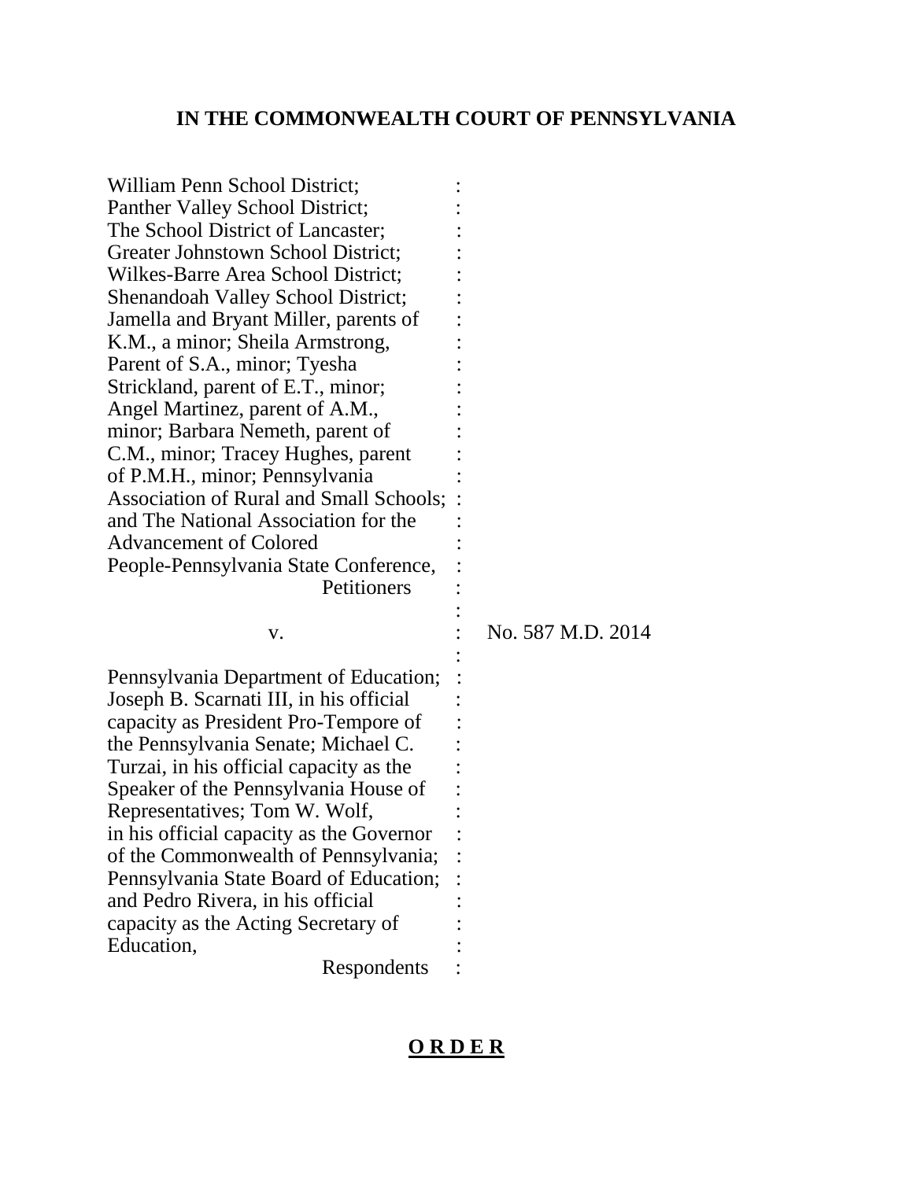**IN THE COMMONWEALTH COURT OF PENNSYLVANIA**

William Penn School District; Panther Valley School District; The School District of Lancaster; Greater Johnstown School District; Wilkes-Barre Area School District; Shenandoah Valley School District; Jamella and Bryant Miller, parents of K.M., a minor; Sheila Armstrong, Parent of S.A., minor; Tyesha Strickland, parent of E.T., minor; Angel Martinez, parent of A.M., minor; Barbara Nemeth, parent of C.M., minor; Tracey Hughes, parent of P.M.H., minor; Pennsylvania Association of Rural and Small Schools; and The National Association for the Advancement of Colored People-Pennsylvania State Conference,
Petitioners

v. : No. 587 M.D. 2014

Pennsylvania Department of Education; Joseph B. Scarnati III, in his official capacity as President Pro-Tempore of the Pennsylvania Senate; Michael C. Turzai, in his official capacity as the Speaker of the Pennsylvania House of Representatives; Tom W. Wolf, in his official capacity as the Governor of the Commonwealth of Pennsylvania; Pennsylvania State Board of Education; and Pedro Rivera, in his official capacity as the Acting Secretary of Education,
Respondents

**O R D E R**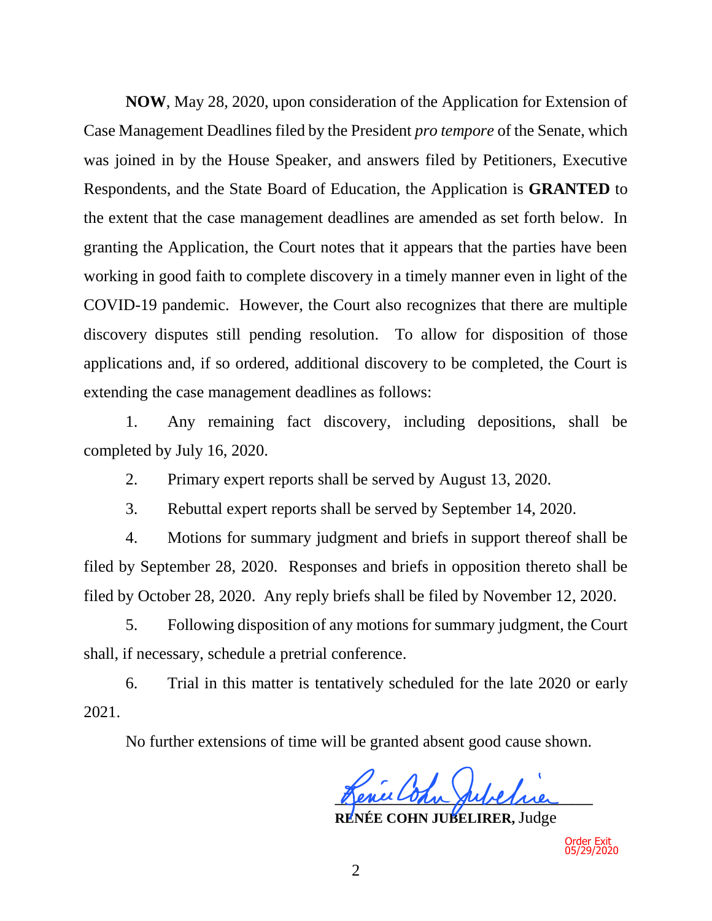**NOW**, May 28, 2020, upon consideration of the Application for Extension of Case Management Deadlines filed by the President *pro tempore* of the Senate, which was joined in by the House Speaker, and answers filed by Petitioners, Executive Respondents, and the State Board of Education, the Application is **GRANTED** to the extent that the case management deadlines are amended as set forth below. In granting the Application, the Court notes that it appears that the parties have been working in good faith to complete discovery in a timely manner even in light of the COVID-19 pandemic. However, the Court also recognizes that there are multiple discovery disputes still pending resolution. To allow for disposition of those applications and, if so ordered, additional discovery to be completed, the Court is extending the case management deadlines as follows:

1. Any remaining fact discovery, including depositions, shall be completed by July 16, 2020.

2. Primary expert reports shall be served by August 13, 2020.

3. Rebuttal expert reports shall be served by September 14, 2020.

4. Motions for summary judgment and briefs in support thereof shall be filed by September 28, 2020. Responses and briefs in opposition thereto shall be filed by October 28, 2020. Any reply briefs shall be filed by November 12, 2020.

5. Following disposition of any motions for summary judgment, the Court shall, if necessary, schedule a pretrial conference.

6. Trial in this matter is tentatively scheduled for the late 2020 or early 2021.

No further extensions of time will be granted absent good cause shown.

**RENÉE COHN JUBELIRER,** Judge

Order Exit
05/29/2020